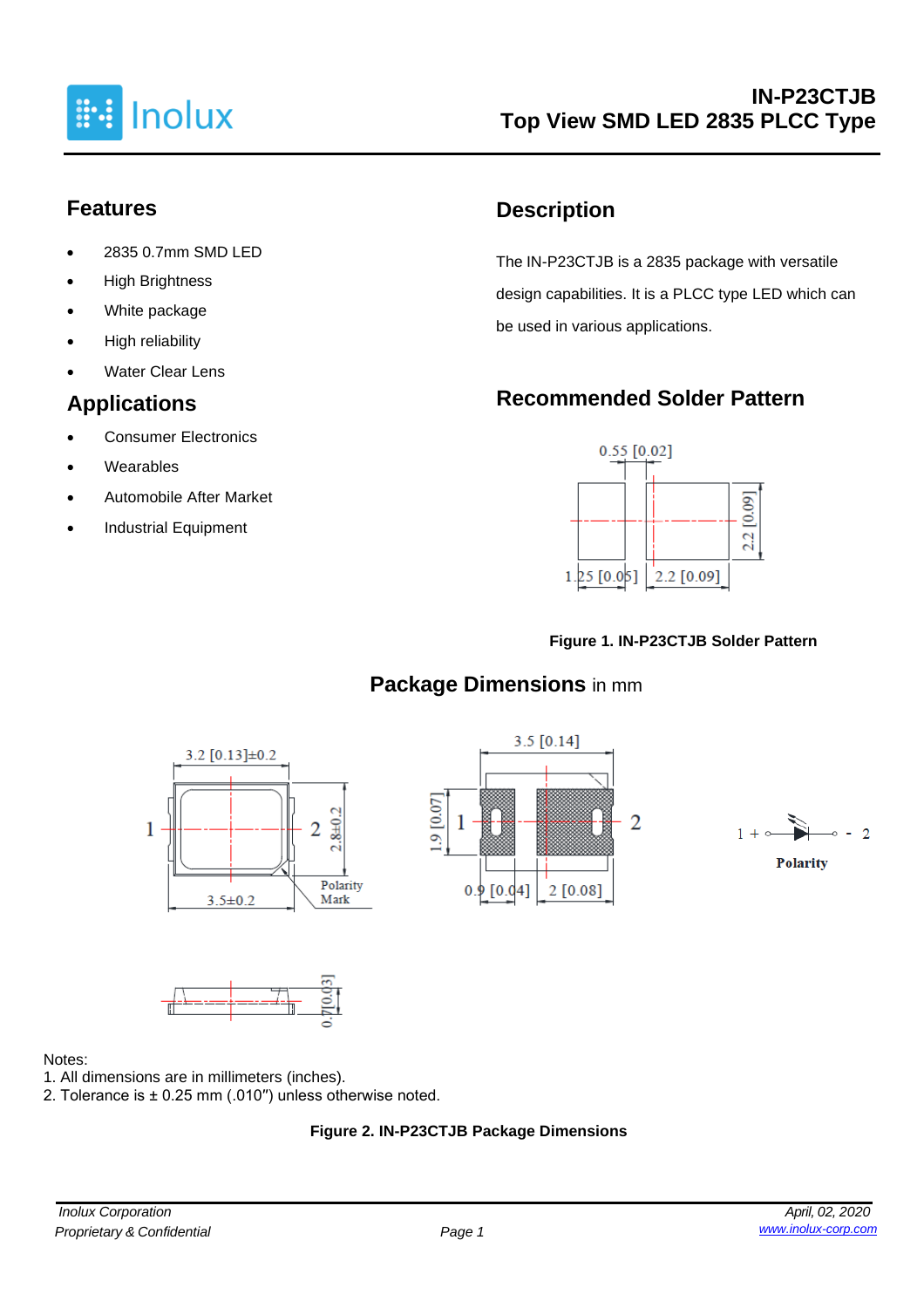# IN-P23CTJB
## Top View SMD LED 2835 PLCC Type

## Features

- 2835 0.7mm SMD LED
- High Brightness
- White package
- High reliability
- Water Clear Lens

## Applications

- Consumer Electronics
- Wearables
- Automobile After Market
- Industrial Equipment

## Description

The IN-P23CTJB is a 2835 package with versatile design capabilities. It is a PLCC type LED which can be used in various applications.

## Recommended Solder Pattern

**Figure 1. IN-P23CTJB Solder Pattern**

## Package Dimensions in mm

Notes:
1. All dimensions are in millimeters (inches).
2. Tolerance is ± 0.25 mm (.010″) unless otherwise noted.

**Figure 2. IN-P23CTJB Package Dimensions**

*Inolux Corporation*
*Proprietary & Confidential*

*April, 02, 2020*
*www.inolux-corp.com*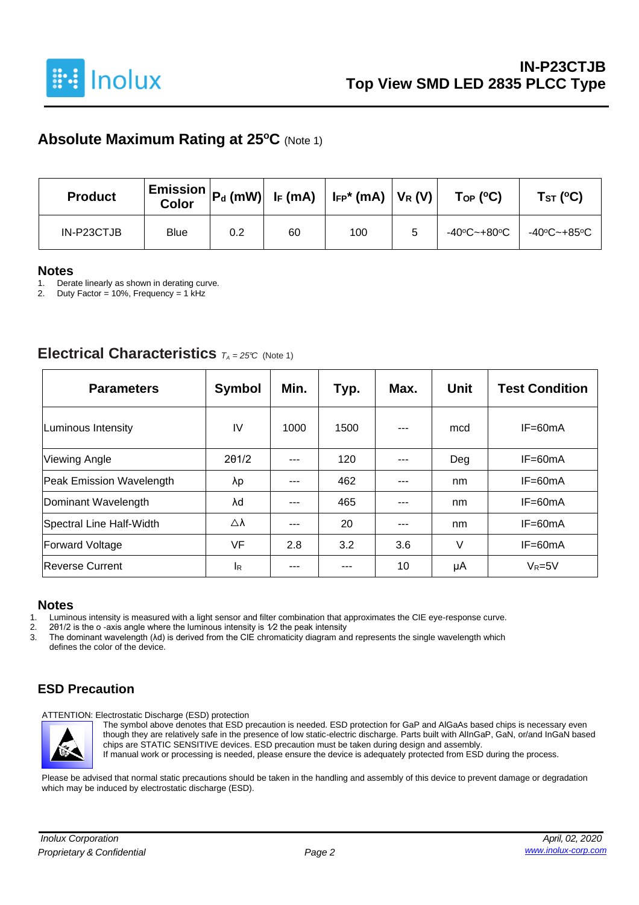## Absolute Maximum Rating at 25ºC (Note 1)

| Product | Emission Color | $P_d$ (mW) | $I_F$ (mA) | $I_{FP}$* (mA) | $V_R$ (V) | $T_{OP}$ (ºC) | $T_{ST}$ (ºC) |
|---|---|---|---|---|---|---|---|
| IN-P23CTJB | Blue | 0.2 | 60 | 100 | 5 | -40ºC~+80ºC | -40ºC~+85ºC |

### Notes

1. Derate linearly as shown in derating curve.
2. Duty Factor = 10%, Frequency = 1 kHz

## Electrical Characteristics $T_A = 25℃$ (Note 1)

| Parameters | Symbol | Min. | Typ. | Max. | Unit | Test Condition |
|---|---|---|---|---|---|---|
| Luminous Intensity | IV | 1000 | 1500 | --- | mcd | IF=60mA |
| Viewing Angle | 2θ1/2 | --- | 120 | --- | Deg | IF=60mA |
| Peak Emission Wavelength | λp | --- | 462 | --- | nm | IF=60mA |
| Dominant Wavelength | λd | --- | 465 | --- | nm | IF=60mA |
| Spectral Line Half-Width | △λ | --- | 20 | --- | nm | IF=60mA |
| Forward Voltage | VF | 2.8 | 3.2 | 3.6 | V | IF=60mA |
| Reverse Current | $I_R$ | --- | --- | 10 | µA | $V_R$=5V |

### Notes

1. Luminous intensity is measured with a light sensor and filter combination that approximates the CIE eye-response curve.
2. 2θ1/2 is the o -axis angle where the luminous intensity is 1⁄2 the peak intensity
3. The dominant wavelength (λd) is derived from the CIE chromaticity diagram and represents the single wavelength which defines the color of the device.

## ESD Precaution

ATTENTION: Electrostatic Discharge (ESD) protection

The symbol above denotes that ESD precaution is needed. ESD protection for GaP and AlGaAs based chips is necessary even though they are relatively safe in the presence of low static-electric discharge. Parts built with AlInGaP, GaN, or/and InGaN based chips are STATIC SENSITIVE devices. ESD precaution must be taken during design and assembly.
If manual work or processing is needed, please ensure the device is adequately protected from ESD during the process.

Please be advised that normal static precautions should be taken in the handling and assembly of this device to prevent damage or degradation which may be induced by electrostatic discharge (ESD).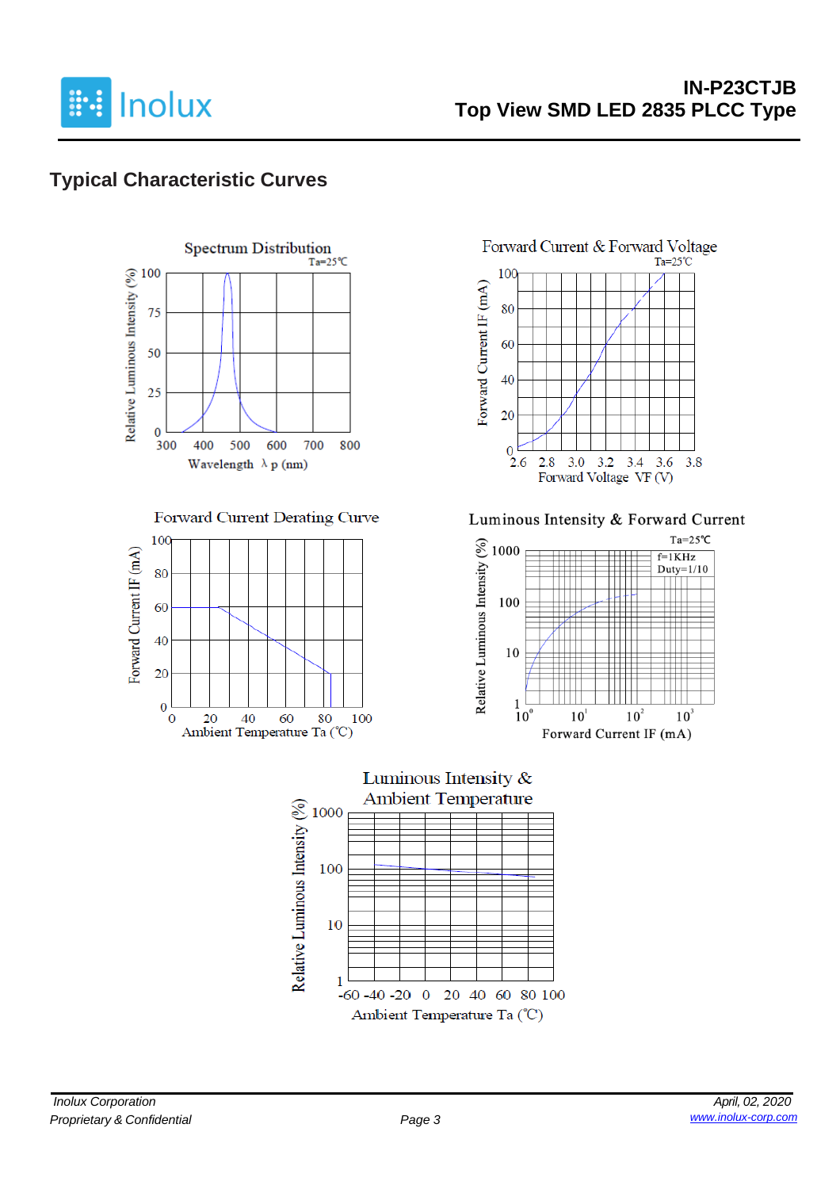## Typical Characteristic Curves

Spectrum Distribution
Ta=25℃
Relative Luminous Intensity (%)
Wavelength λ p (nm)

Forward Current & Forward Voltage
Ta=25℃
Forward Current IF (mA)
Forward Voltage VF (V)

Forward Current Derating Curve
Forward Current IF (mA)
Ambient Temperature Ta (℃)

Luminous Intensity & Forward Current
Ta=25℃
f=1KHz
Duty=1/10
Relative Luminous Intensity (%)
Forward Current IF (mA)

Luminous Intensity & Ambient Temperature
Relative Luminous Intensity (%)
Ambient Temperature Ta (℃)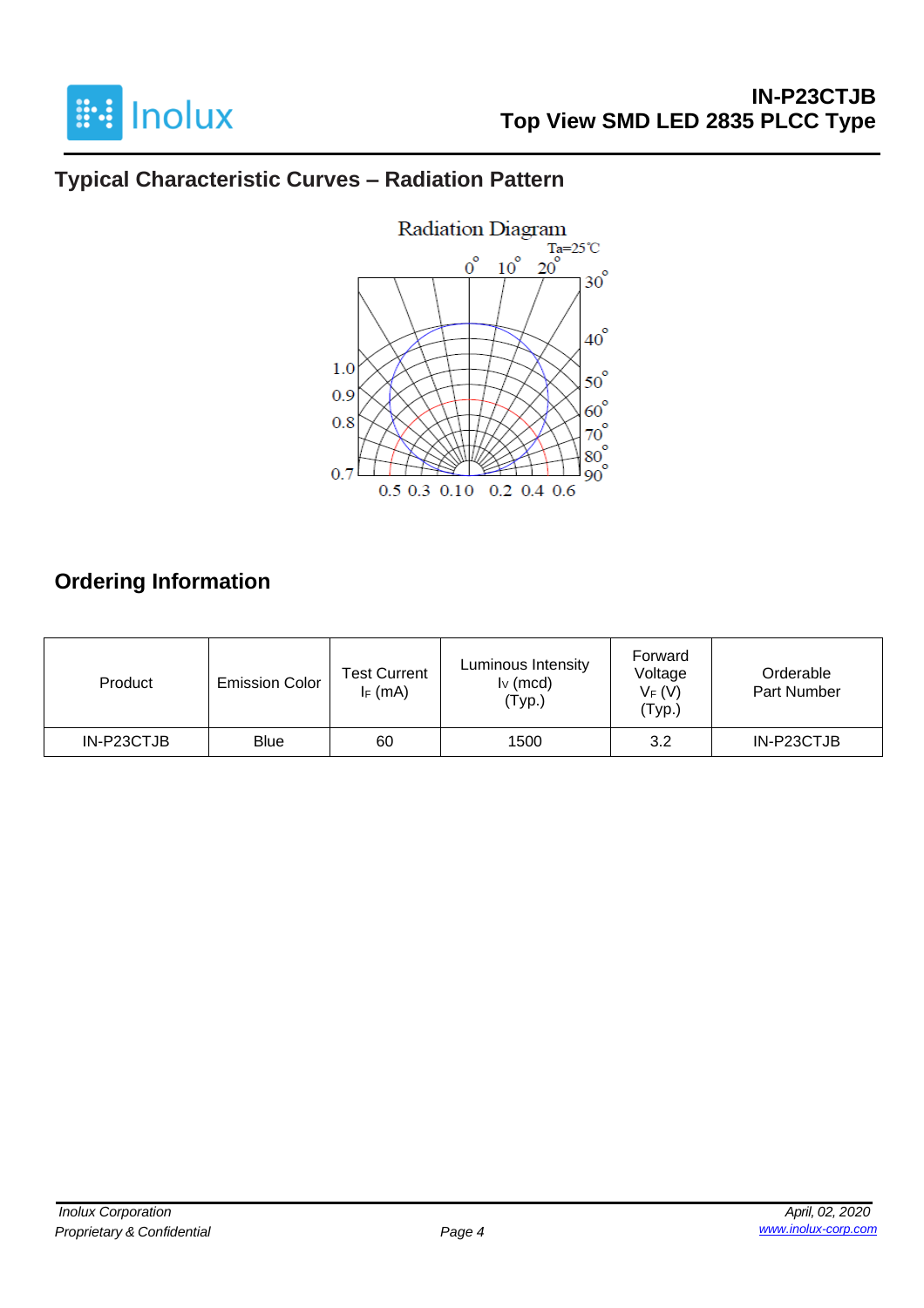## Typical Characteristic Curves – Radiation Pattern

Radiation Diagram

Ta=25℃

## Ordering Information

| Product | Emission Color | Test Current $I_F$ (mA) | Luminous Intensity $I_V$ (mcd) (Typ.) | Forward Voltage $V_F$ (V) (Typ.) | Orderable Part Number |
|---|---|---|---|---|---|
| IN-P23CTJB | Blue | 60 | 1500 | 3.2 | IN-P23CTJB |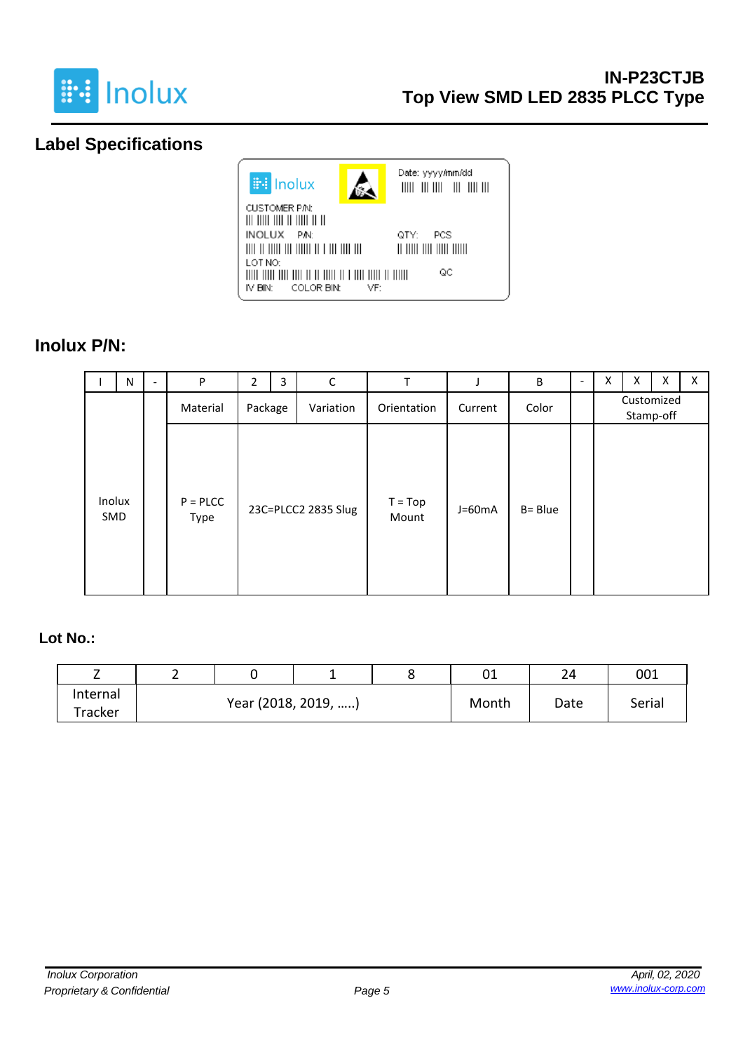## Label Specifications

Date: yyyy/mm/dd

CUSTOMER P/N:

INOLUX P/N:

QTY: PCS

LOT NO:

QC

IV BIN: COLOR BIN: VF:

## Inolux P/N:

| I | N | - | P | 2 | 3 | C | T | J | B | - | X | X | X | X |
|---|---|---|---|---|---|---|---|---|---|---|---|---|---|---|
| | | | Material | Package | | Variation | Orientation | Current | Color | | Customized Stamp-off | | | |
| Inolux SMD | | | P = PLCC Type | 23C=PLCC2 2835 Slug | | | T = Top Mount | J=60mA | B= Blue | | | | | |

## Lot No.:

| Z | 2 | 0 | 1 | 8 | 01 | 24 | 001 |
|---|---|---|---|---|---|---|---|
| Internal Tracker | Year (2018, 2019, …..) | | | | Month | Date | Serial |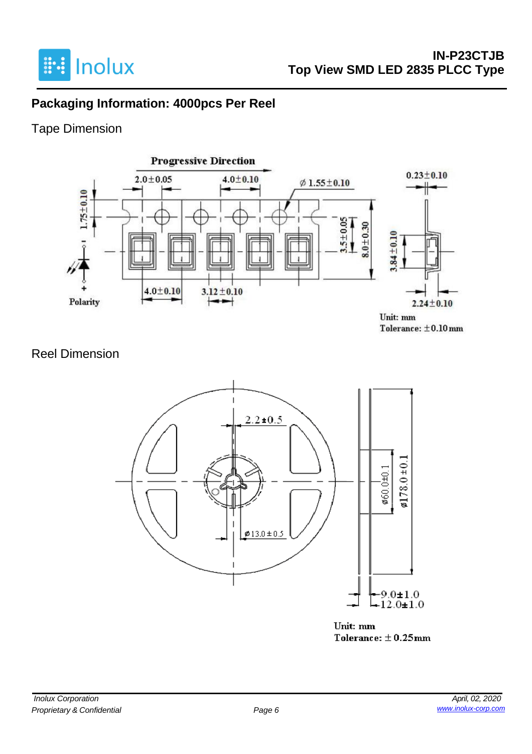## Packaging Information: 4000pcs Per Reel

### Tape Dimension

Progressive Direction

2.0±0.05

4.0±0.10

ϕ 1.55±0.10

0.23±0.10

1.75±0.10

3.5±0.05

8.0±0.30

3.84±0.10

Polarity

4.0±0.10

3.12±0.10

2.24±0.10

Unit: mm
Tolerance: ±0.10mm

### Reel Dimension

2.2±0.5

ϕ13.0±0.5

ϕ60.0±0.1

ϕ178.0±0.1

9.0±1.0

12.0±1.0

Unit: mm
Tolerance: ±0.25mm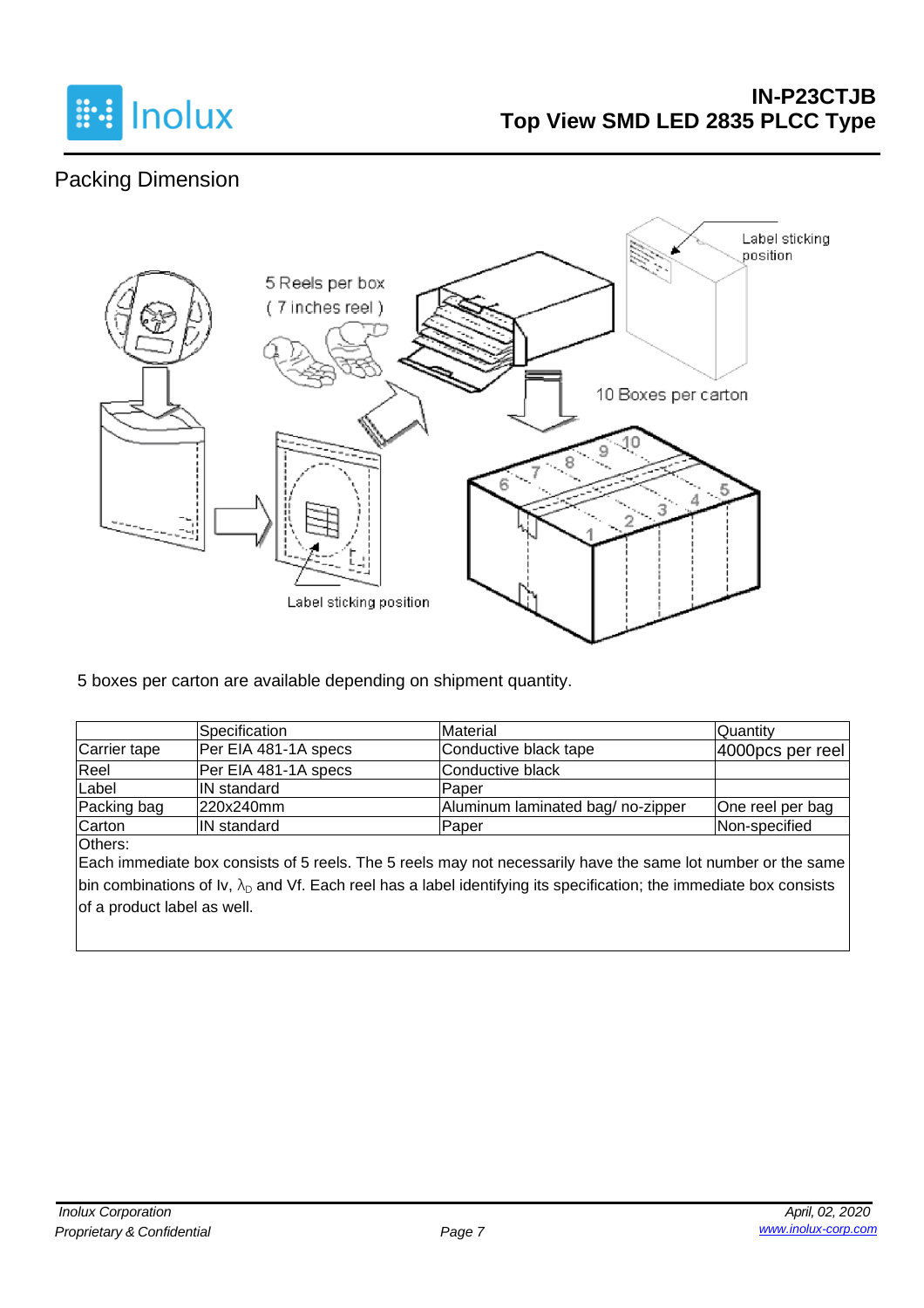## Packing Dimension

5 boxes per carton are available depending on shipment quantity.

| | Specification | Material | Quantity |
|---|---|---|---|
| Carrier tape | Per EIA 481-1A specs | Conductive black tape | 4000pcs per reel |
| Reel | Per EIA 481-1A specs | Conductive black | |
| Label | IN standard | Paper | |
| Packing bag | 220x240mm | Aluminum laminated bag/ no-zipper | One reel per bag |
| Carton | IN standard | Paper | Non-specified |

Others:

Each immediate box consists of 5 reels. The 5 reels may not necessarily have the same lot number or the same bin combinations of Iv, $\lambda_D$ and Vf. Each reel has a label identifying its specification; the immediate box consists of a product label as well.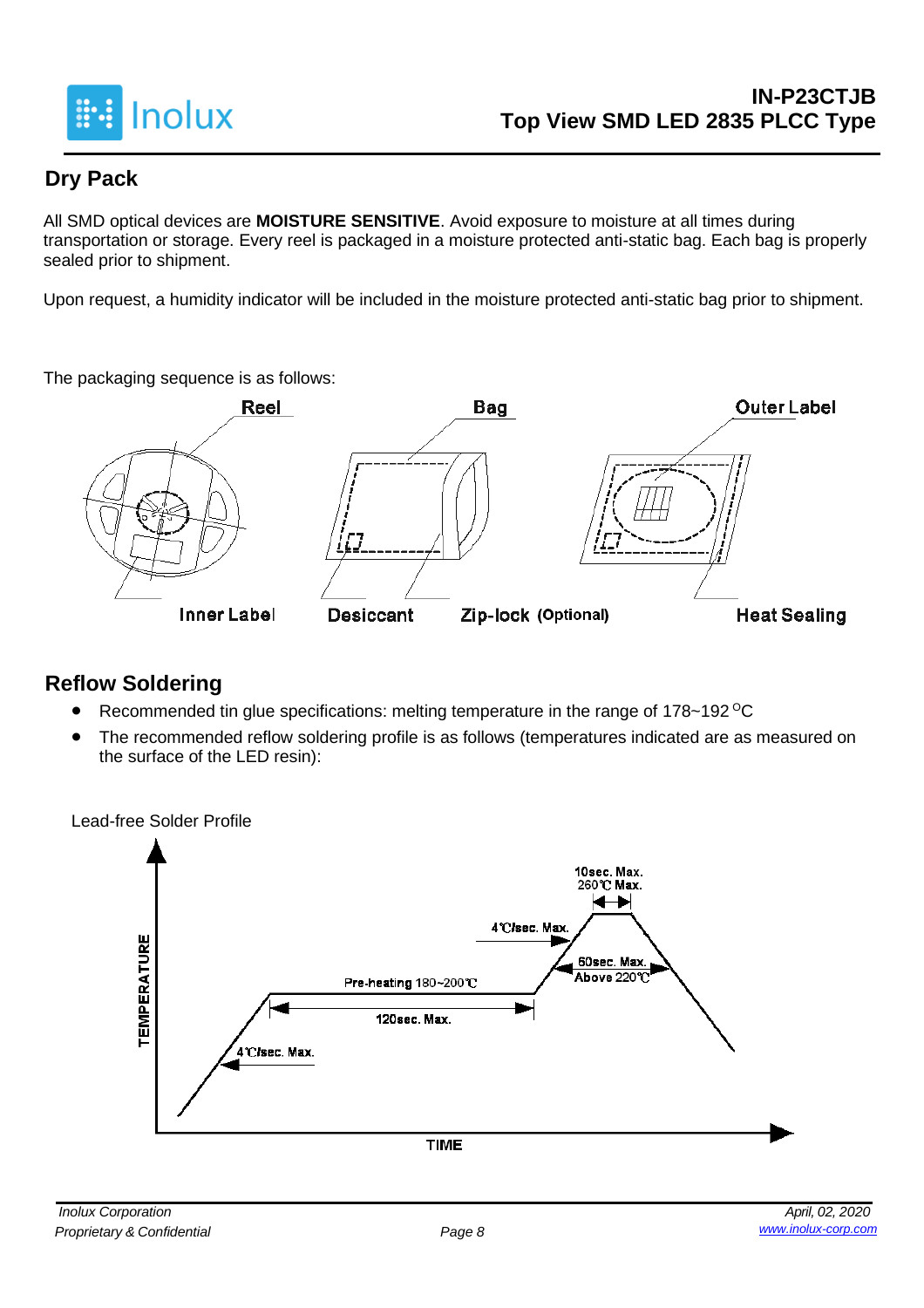## Dry Pack

All SMD optical devices are **MOISTURE SENSITIVE**. Avoid exposure to moisture at all times during transportation or storage. Every reel is packaged in a moisture protected anti-static bag. Each bag is properly sealed prior to shipment.

Upon request, a humidity indicator will be included in the moisture protected anti-static bag prior to shipment.

The packaging sequence is as follows:

Reel | Bag | Outer Label

Inner Label | Desiccant | Zip-lock (Optional) | Heat Sealing

## Reflow Soldering

- Recommended tin glue specifications: melting temperature in the range of 178~192 °C
- The recommended reflow soldering profile is as follows (temperatures indicated are as measured on the surface of the LED resin):

Lead-free Solder Profile

TEMPERATURE

TIME

4℃/sec. Max.

Pre-heating 180~200℃

120sec. Max.

4℃/sec. Max.

60sec. Max.
Above 220℃

10sec. Max.
260℃ Max.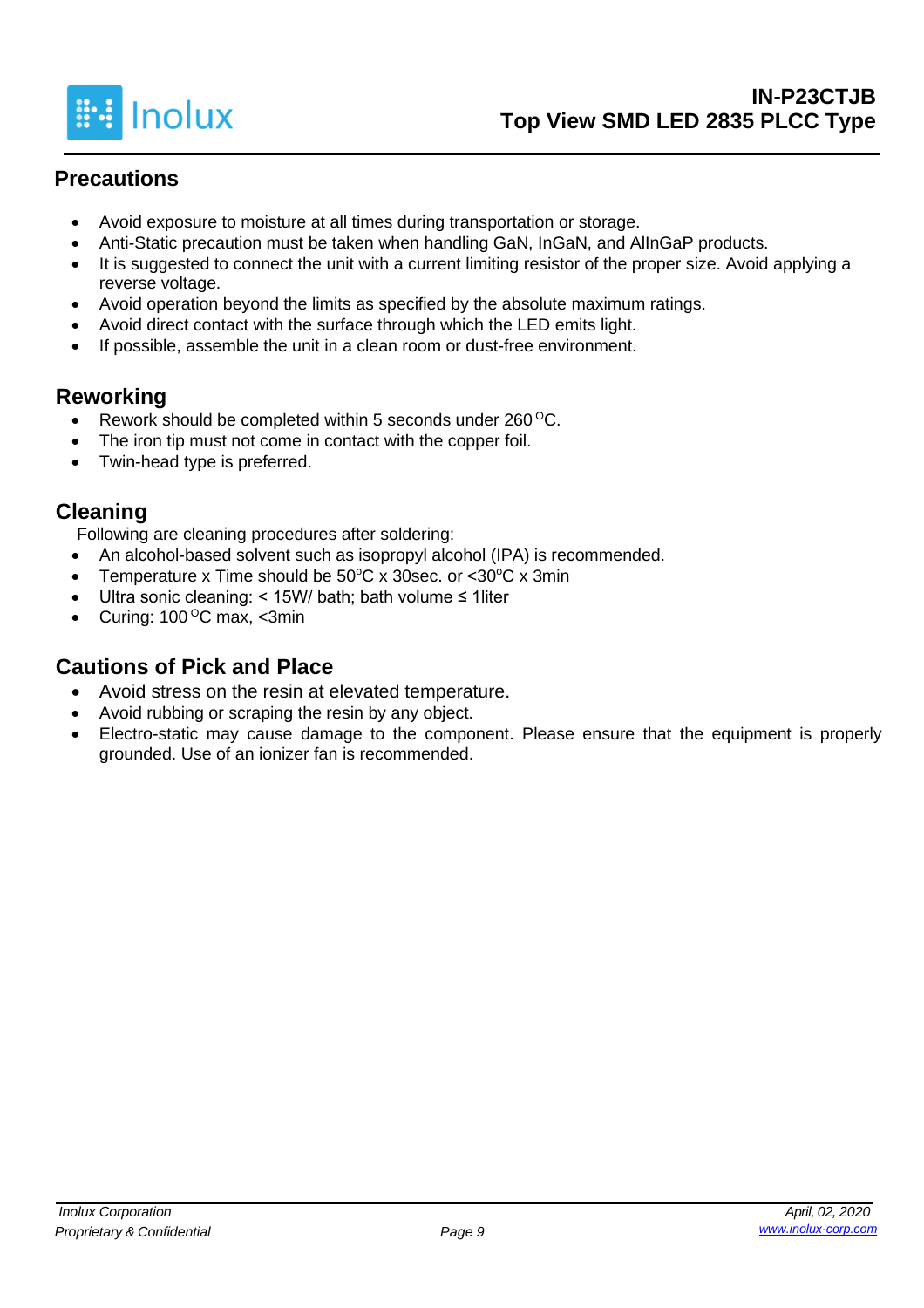## Precautions

- Avoid exposure to moisture at all times during transportation or storage.
- Anti-Static precaution must be taken when handling GaN, InGaN, and AlInGaP products.
- It is suggested to connect the unit with a current limiting resistor of the proper size. Avoid applying a reverse voltage.
- Avoid operation beyond the limits as specified by the absolute maximum ratings.
- Avoid direct contact with the surface through which the LED emits light.
- If possible, assemble the unit in a clean room or dust-free environment.

## Reworking

- Rework should be completed within 5 seconds under 260 °C.
- The iron tip must not come in contact with the copper foil.
- Twin-head type is preferred.

## Cleaning

Following are cleaning procedures after soldering:

- An alcohol-based solvent such as isopropyl alcohol (IPA) is recommended.
- Temperature x Time should be 50°C x 30sec. or <30°C x 3min
- Ultra sonic cleaning: < 15W/ bath; bath volume ≤ 1liter
- Curing: 100 °C max, <3min

## Cautions of Pick and Place

- Avoid stress on the resin at elevated temperature.
- Avoid rubbing or scraping the resin by any object.
- Electro-static may cause damage to the component. Please ensure that the equipment is properly grounded. Use of an ionizer fan is recommended.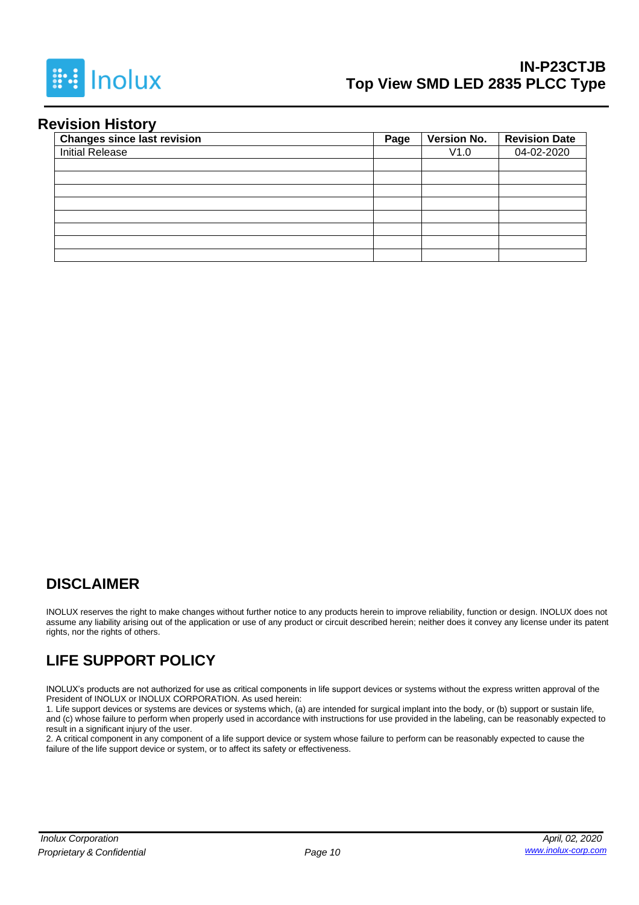## Revision History

| Changes since last revision | Page | Version No. | Revision Date |
|---|---|---|---|
| Initial Release | | V1.0 | 04-02-2020 |
| | | | |
| | | | |
| | | | |
| | | | |
| | | | |
| | | | |
| | | | |
| | | | |

## DISCLAIMER

INOLUX reserves the right to make changes without further notice to any products herein to improve reliability, function or design. INOLUX does not assume any liability arising out of the application or use of any product or circuit described herein; neither does it convey any license under its patent rights, nor the rights of others.

## LIFE SUPPORT POLICY

INOLUX's products are not authorized for use as critical components in life support devices or systems without the express written approval of the President of INOLUX or INOLUX CORPORATION. As used herein:

1. Life support devices or systems are devices or systems which, (a) are intended for surgical implant into the body, or (b) support or sustain life, and (c) whose failure to perform when properly used in accordance with instructions for use provided in the labeling, can be reasonably expected to result in a significant injury of the user.
2. A critical component in any component of a life support device or system whose failure to perform can be reasonably expected to cause the failure of the life support device or system, or to affect its safety or effectiveness.